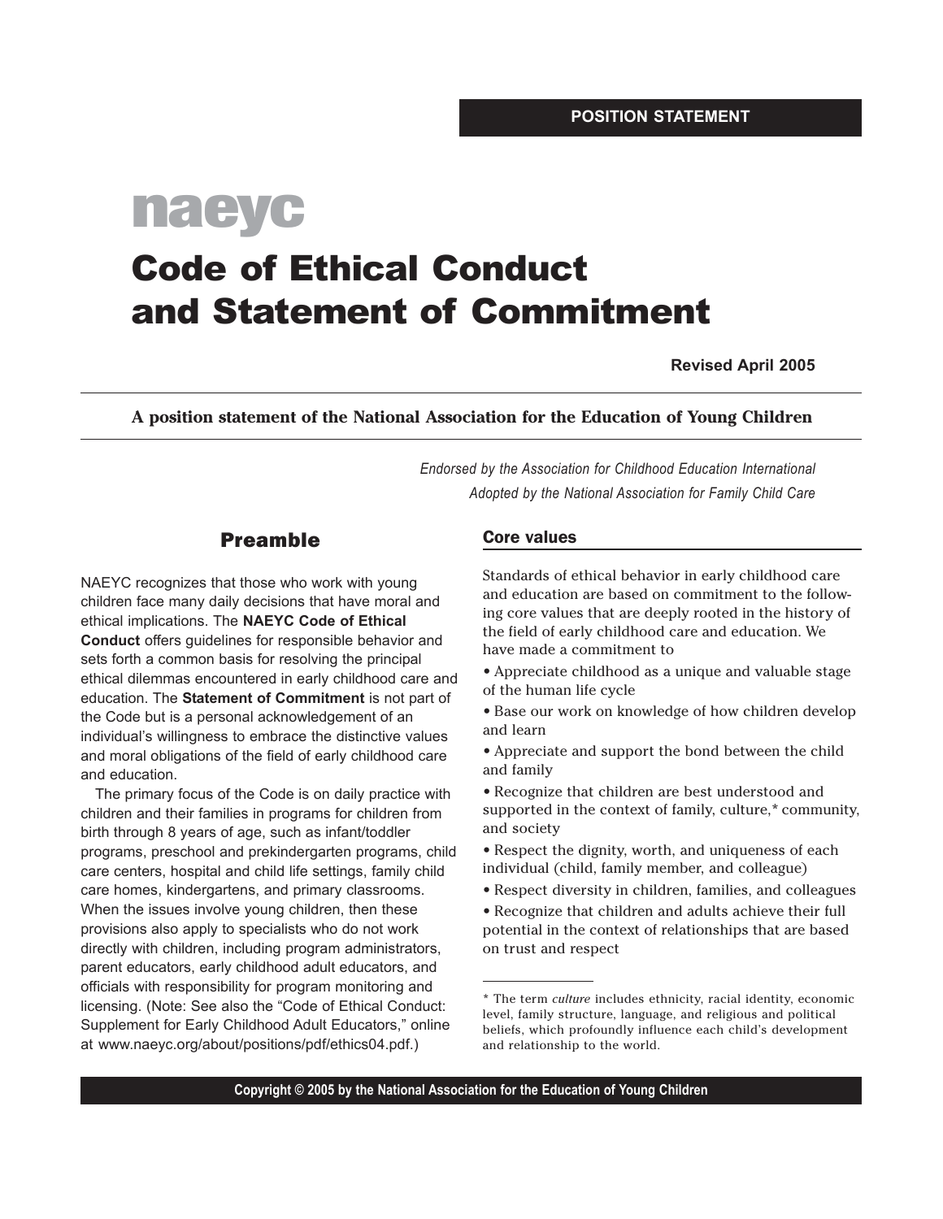POSITION STATEMENT

naeyc

# Code of Ethical Conduct and Statement of Commitment

**Revised April 2005**

**A position statement of the National Association for the Education of Young Children**

*Endorsed by the Association for Childhood Education International*
*Adopted by the National Association for Family Child Care*

## Preamble

NAEYC recognizes that those who work with young children face many daily decisions that have moral and ethical implications. The **NAEYC Code of Ethical Conduct** offers guidelines for responsible behavior and sets forth a common basis for resolving the principal ethical dilemmas encountered in early childhood care and education. The **Statement of Commitment** is not part of the Code but is a personal acknowledgement of an individual's willingness to embrace the distinctive values and moral obligations of the field of early childhood care and education.

The primary focus of the Code is on daily practice with children and their families in programs for children from birth through 8 years of age, such as infant/toddler programs, preschool and prekindergarten programs, child care centers, hospital and child life settings, family child care homes, kindergartens, and primary classrooms. When the issues involve young children, then these provisions also apply to specialists who do not work directly with children, including program administrators, parent educators, early childhood adult educators, and officials with responsibility for program monitoring and licensing. (Note: See also the "Code of Ethical Conduct: Supplement for Early Childhood Adult Educators," online at www.naeyc.org/about/positions/pdf/ethics04.pdf.)

### Core values

Standards of ethical behavior in early childhood care and education are based on commitment to the following core values that are deeply rooted in the history of the field of early childhood care and education. We have made a commitment to

- Appreciate childhood as a unique and valuable stage of the human life cycle
- Base our work on knowledge of how children develop and learn
- Appreciate and support the bond between the child and family
- Recognize that children are best understood and supported in the context of family, culture,* community, and society
- Respect the dignity, worth, and uniqueness of each individual (child, family member, and colleague)
- Respect diversity in children, families, and colleagues
- Recognize that children and adults achieve their full potential in the context of relationships that are based on trust and respect

\* The term *culture* includes ethnicity, racial identity, economic level, family structure, language, and religious and political beliefs, which profoundly influence each child's development and relationship to the world.

Copyright © 2005 by the National Association for the Education of Young Children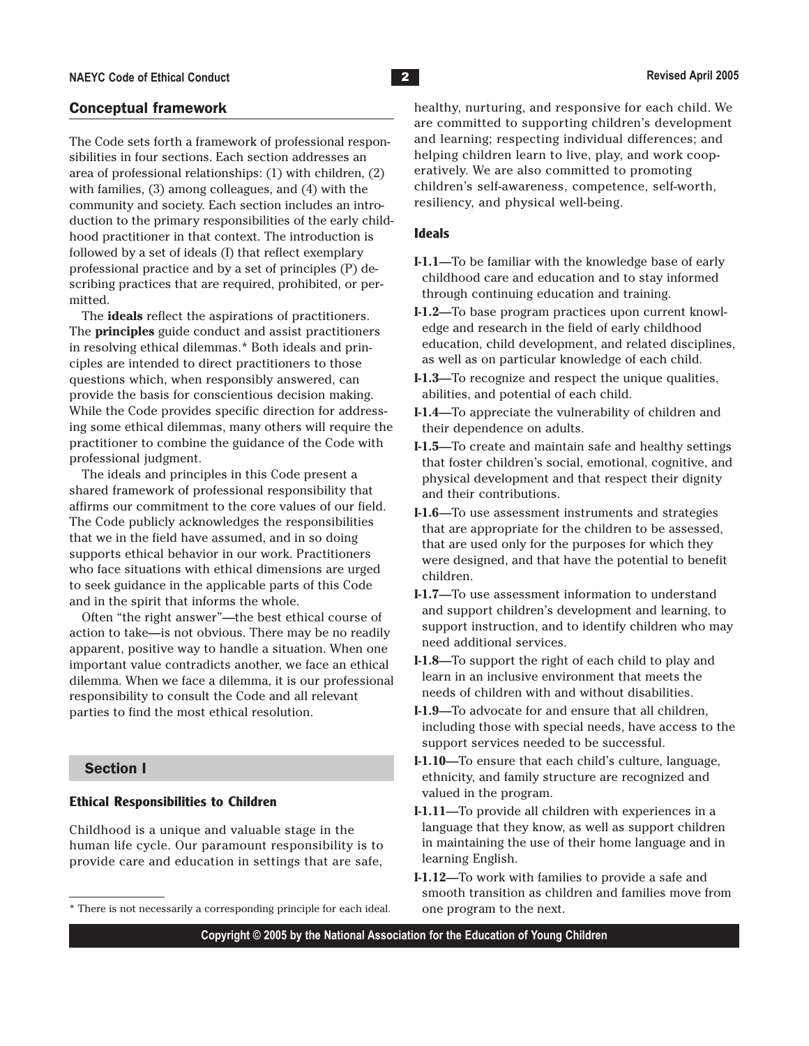## Conceptual framework

The Code sets forth a framework of professional responsibilities in four sections. Each section addresses an area of professional relationships: (1) with children, (2) with families, (3) among colleagues, and (4) with the community and society. Each section includes an introduction to the primary responsibilities of the early childhood practitioner in that context. The introduction is followed by a set of ideals (I) that reflect exemplary professional practice and by a set of principles (P) describing practices that are required, prohibited, or permitted.

The **ideals** reflect the aspirations of practitioners. The **principles** guide conduct and assist practitioners in resolving ethical dilemmas.* Both ideals and principles are intended to direct practitioners to those questions which, when responsibly answered, can provide the basis for conscientious decision making. While the Code provides specific direction for addressing some ethical dilemmas, many others will require the practitioner to combine the guidance of the Code with professional judgment.

The ideals and principles in this Code present a shared framework of professional responsibility that affirms our commitment to the core values of our field. The Code publicly acknowledges the responsibilities that we in the field have assumed, and in so doing supports ethical behavior in our work. Practitioners who face situations with ethical dimensions are urged to seek guidance in the applicable parts of this Code and in the spirit that informs the whole.

Often "the right answer"—the best ethical course of action to take—is not obvious. There may be no readily apparent, positive way to handle a situation. When one important value contradicts another, we face an ethical dilemma. When we face a dilemma, it is our professional responsibility to consult the Code and all relevant parties to find the most ethical resolution.

## Section I

### Ethical Responsibilities to Children

Childhood is a unique and valuable stage in the human life cycle. Our paramount responsibility is to provide care and education in settings that are safe, healthy, nurturing, and responsive for each child. We are committed to supporting children's development and learning; respecting individual differences; and helping children learn to live, play, and work cooperatively. We are also committed to promoting children's self-awareness, competence, self-worth, resiliency, and physical well-being.

### Ideals

**I-1.1**—To be familiar with the knowledge base of early childhood care and education and to stay informed through continuing education and training.

**I-1.2**—To base program practices upon current knowledge and research in the field of early childhood education, child development, and related disciplines, as well as on particular knowledge of each child.

**I-1.3**—To recognize and respect the unique qualities, abilities, and potential of each child.

**I-1.4**—To appreciate the vulnerability of children and their dependence on adults.

**I-1.5**—To create and maintain safe and healthy settings that foster children's social, emotional, cognitive, and physical development and that respect their dignity and their contributions.

**I-1.6**—To use assessment instruments and strategies that are appropriate for the children to be assessed, that are used only for the purposes for which they were designed, and that have the potential to benefit children.

**I-1.7**—To use assessment information to understand and support children's development and learning, to support instruction, and to identify children who may need additional services.

**I-1.8**—To support the right of each child to play and learn in an inclusive environment that meets the needs of children with and without disabilities.

**I-1.9**—To advocate for and ensure that all children, including those with special needs, have access to the support services needed to be successful.

**I-1.10**—To ensure that each child's culture, language, ethnicity, and family structure are recognized and valued in the program.

**I-1.11**—To provide all children with experiences in a language that they know, as well as support children in maintaining the use of their home language and in learning English.

**I-1.12**—To work with families to provide a safe and smooth transition as children and families move from one program to the next.

* There is not necessarily a corresponding principle for each ideal.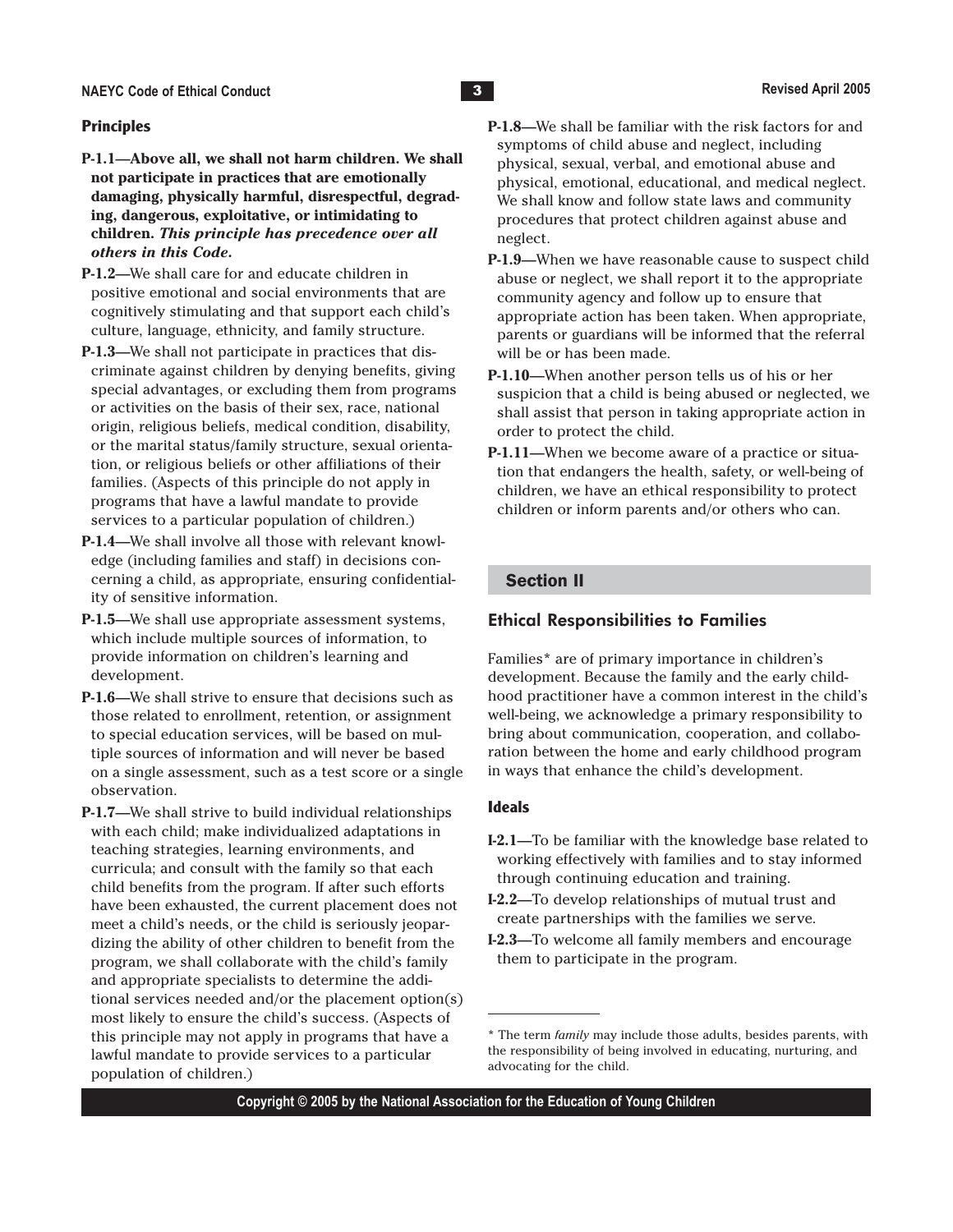### Principles

**P-1.1—Above all, we shall not harm children. We shall not participate in practices that are emotionally damaging, physically harmful, disrespectful, degrading, dangerous, exploitative, or intimidating to children.** ***This principle has precedence over all others in this Code.***

**P-1.2**—We shall care for and educate children in positive emotional and social environments that are cognitively stimulating and that support each child's culture, language, ethnicity, and family structure.

**P-1.3**—We shall not participate in practices that discriminate against children by denying benefits, giving special advantages, or excluding them from programs or activities on the basis of their sex, race, national origin, religious beliefs, medical condition, disability, or the marital status/family structure, sexual orientation, or religious beliefs or other affiliations of their families. (Aspects of this principle do not apply in programs that have a lawful mandate to provide services to a particular population of children.)

**P-1.4**—We shall involve all those with relevant knowledge (including families and staff) in decisions concerning a child, as appropriate, ensuring confidentiality of sensitive information.

**P-1.5**—We shall use appropriate assessment systems, which include multiple sources of information, to provide information on children's learning and development.

**P-1.6**—We shall strive to ensure that decisions such as those related to enrollment, retention, or assignment to special education services, will be based on multiple sources of information and will never be based on a single assessment, such as a test score or a single observation.

**P-1.7**—We shall strive to build individual relationships with each child; make individualized adaptations in teaching strategies, learning environments, and curricula; and consult with the family so that each child benefits from the program. If after such efforts have been exhausted, the current placement does not meet a child's needs, or the child is seriously jeopardizing the ability of other children to benefit from the program, we shall collaborate with the child's family and appropriate specialists to determine the additional services needed and/or the placement option(s) most likely to ensure the child's success. (Aspects of this principle may not apply in programs that have a lawful mandate to provide services to a particular population of children.)

**P-1.8**—We shall be familiar with the risk factors for and symptoms of child abuse and neglect, including physical, sexual, verbal, and emotional abuse and physical, emotional, educational, and medical neglect. We shall know and follow state laws and community procedures that protect children against abuse and neglect.

**P-1.9**—When we have reasonable cause to suspect child abuse or neglect, we shall report it to the appropriate community agency and follow up to ensure that appropriate action has been taken. When appropriate, parents or guardians will be informed that the referral will be or has been made.

**P-1.10**—When another person tells us of his or her suspicion that a child is being abused or neglected, we shall assist that person in taking appropriate action in order to protect the child.

**P-1.11**—When we become aware of a practice or situation that endangers the health, safety, or well-being of children, we have an ethical responsibility to protect children or inform parents and/or others who can.

## Section II

### Ethical Responsibilities to Families

Families* are of primary importance in children's development. Because the family and the early childhood practitioner have a common interest in the child's well-being, we acknowledge a primary responsibility to bring about communication, cooperation, and collaboration between the home and early childhood program in ways that enhance the child's development.

### Ideals

**I-2.1**—To be familiar with the knowledge base related to working effectively with families and to stay informed through continuing education and training.

**I-2.2**—To develop relationships of mutual trust and create partnerships with the families we serve.

**I-2.3**—To welcome all family members and encourage them to participate in the program.

---

\* The term *family* may include those adults, besides parents, with the responsibility of being involved in educating, nurturing, and advocating for the child.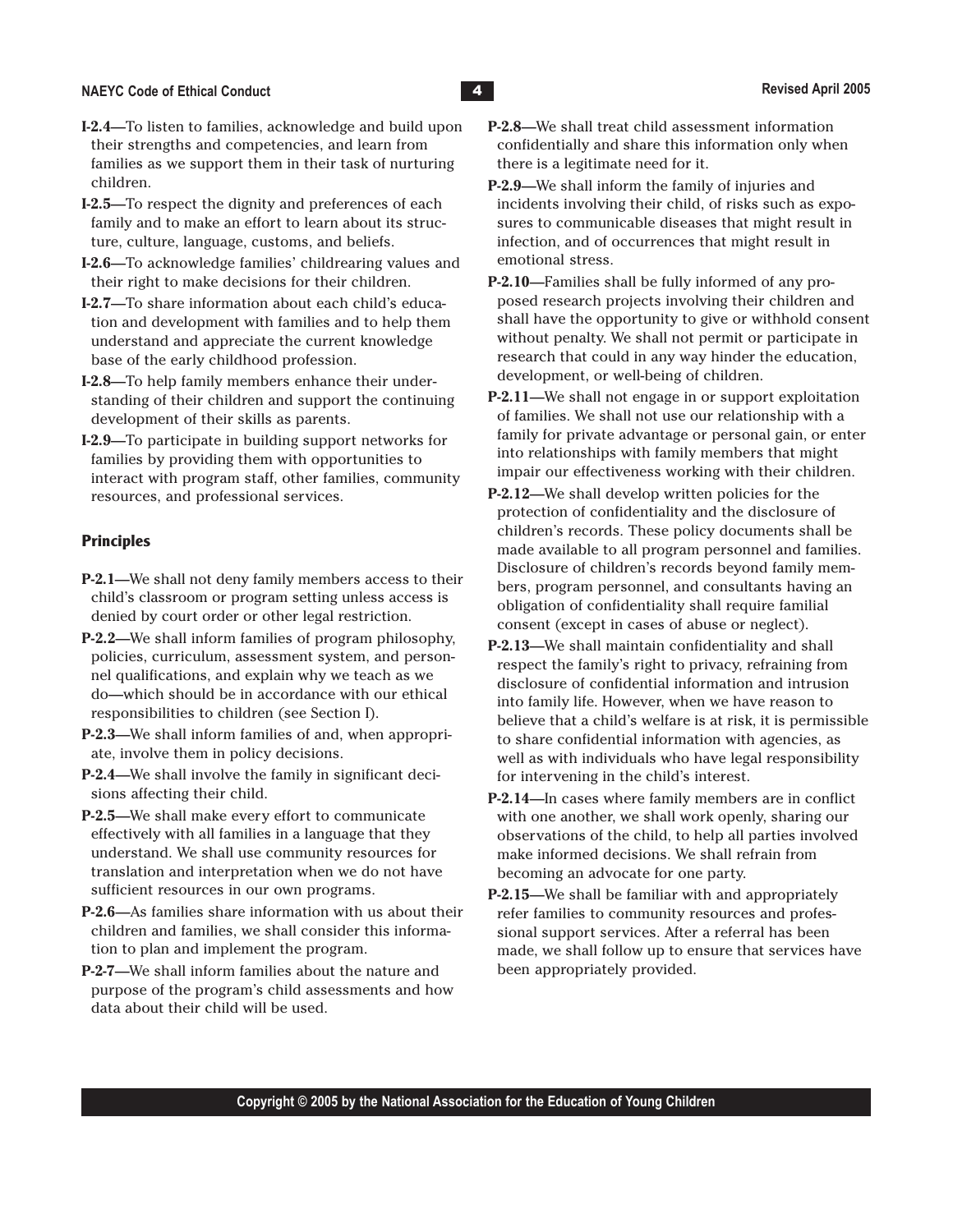**I-2.4—**To listen to families, acknowledge and build upon their strengths and competencies, and learn from families as we support them in their task of nurturing children.

**I-2.5—**To respect the dignity and preferences of each family and to make an effort to learn about its structure, culture, language, customs, and beliefs.

**I-2.6—**To acknowledge families' childrearing values and their right to make decisions for their children.

**I-2.7—**To share information about each child's education and development with families and to help them understand and appreciate the current knowledge base of the early childhood profession.

**I-2.8—**To help family members enhance their understanding of their children and support the continuing development of their skills as parents.

**I-2.9—**To participate in building support networks for families by providing them with opportunities to interact with program staff, other families, community resources, and professional services.

### Principles

**P-2.1—**We shall not deny family members access to their child's classroom or program setting unless access is denied by court order or other legal restriction.

**P-2.2—**We shall inform families of program philosophy, policies, curriculum, assessment system, and personnel qualifications, and explain why we teach as we do—which should be in accordance with our ethical responsibilities to children (see Section I).

**P-2.3—**We shall inform families of and, when appropriate, involve them in policy decisions.

**P-2.4—**We shall involve the family in significant decisions affecting their child.

**P-2.5—**We shall make every effort to communicate effectively with all families in a language that they understand. We shall use community resources for translation and interpretation when we do not have sufficient resources in our own programs.

**P-2.6—**As families share information with us about their children and families, we shall consider this information to plan and implement the program.

**P-2-7—**We shall inform families about the nature and purpose of the program's child assessments and how data about their child will be used.

**P-2.8—**We shall treat child assessment information confidentially and share this information only when there is a legitimate need for it.

**P-2.9—**We shall inform the family of injuries and incidents involving their child, of risks such as exposures to communicable diseases that might result in infection, and of occurrences that might result in emotional stress.

**P-2.10—**Families shall be fully informed of any proposed research projects involving their children and shall have the opportunity to give or withhold consent without penalty. We shall not permit or participate in research that could in any way hinder the education, development, or well-being of children.

**P-2.11—**We shall not engage in or support exploitation of families. We shall not use our relationship with a family for private advantage or personal gain, or enter into relationships with family members that might impair our effectiveness working with their children.

**P-2.12—**We shall develop written policies for the protection of confidentiality and the disclosure of children's records. These policy documents shall be made available to all program personnel and families. Disclosure of children's records beyond family members, program personnel, and consultants having an obligation of confidentiality shall require familial consent (except in cases of abuse or neglect).

**P-2.13—**We shall maintain confidentiality and shall respect the family's right to privacy, refraining from disclosure of confidential information and intrusion into family life. However, when we have reason to believe that a child's welfare is at risk, it is permissible to share confidential information with agencies, as well as with individuals who have legal responsibility for intervening in the child's interest.

**P-2.14—**In cases where family members are in conflict with one another, we shall work openly, sharing our observations of the child, to help all parties involved make informed decisions. We shall refrain from becoming an advocate for one party.

**P-2.15—**We shall be familiar with and appropriately refer families to community resources and professional support services. After a referral has been made, we shall follow up to ensure that services have been appropriately provided.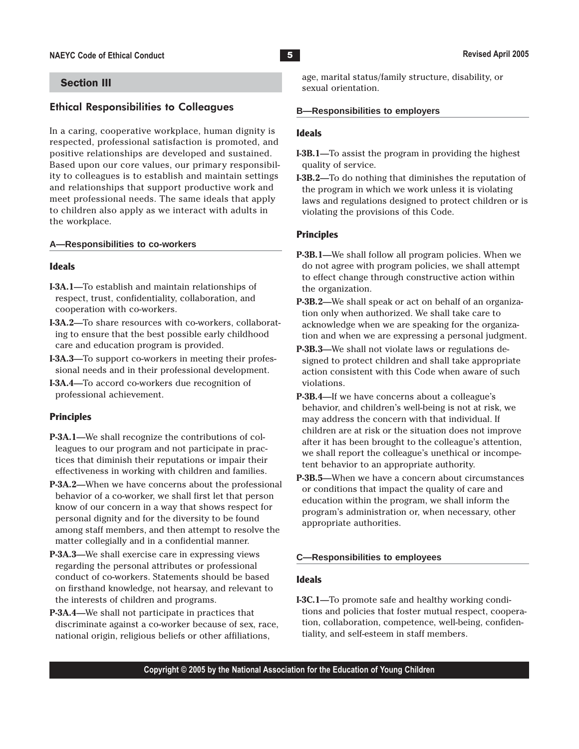## Section III

### Ethical Responsibilities to Colleagues

In a caring, cooperative workplace, human dignity is respected, professional satisfaction is promoted, and positive relationships are developed and sustained. Based upon our core values, our primary responsibility to colleagues is to establish and maintain settings and relationships that support productive work and meet professional needs. The same ideals that apply to children also apply as we interact with adults in the workplace.

#### A—Responsibilities to co-workers

##### Ideals

**I-3A.1—**To establish and maintain relationships of respect, trust, confidentiality, collaboration, and cooperation with co-workers.

**I-3A.2—**To share resources with co-workers, collaborating to ensure that the best possible early childhood care and education program is provided.

**I-3A.3—**To support co-workers in meeting their professional needs and in their professional development.

**I-3A.4—**To accord co-workers due recognition of professional achievement.

##### Principles

**P-3A.1—**We shall recognize the contributions of colleagues to our program and not participate in practices that diminish their reputations or impair their effectiveness in working with children and families.

**P-3A.2—**When we have concerns about the professional behavior of a co-worker, we shall first let that person know of our concern in a way that shows respect for personal dignity and for the diversity to be found among staff members, and then attempt to resolve the matter collegially and in a confidential manner.

**P-3A.3—**We shall exercise care in expressing views regarding the personal attributes or professional conduct of co-workers. Statements should be based on firsthand knowledge, not hearsay, and relevant to the interests of children and programs.

**P-3A.4—**We shall not participate in practices that discriminate against a co-worker because of sex, race, national origin, religious beliefs or other affiliations, age, marital status/family structure, disability, or sexual orientation.

#### B—Responsibilities to employers

##### Ideals

**I-3B.1—**To assist the program in providing the highest quality of service.

**I-3B.2—**To do nothing that diminishes the reputation of the program in which we work unless it is violating laws and regulations designed to protect children or is violating the provisions of this Code.

##### Principles

**P-3B.1—**We shall follow all program policies. When we do not agree with program policies, we shall attempt to effect change through constructive action within the organization.

**P-3B.2—**We shall speak or act on behalf of an organization only when authorized. We shall take care to acknowledge when we are speaking for the organization and when we are expressing a personal judgment.

**P-3B.3—**We shall not violate laws or regulations designed to protect children and shall take appropriate action consistent with this Code when aware of such violations.

**P-3B.4—**If we have concerns about a colleague's behavior, and children's well-being is not at risk, we may address the concern with that individual. If children are at risk or the situation does not improve after it has been brought to the colleague's attention, we shall report the colleague's unethical or incompetent behavior to an appropriate authority.

**P-3B.5—**When we have a concern about circumstances or conditions that impact the quality of care and education within the program, we shall inform the program's administration or, when necessary, other appropriate authorities.

#### C—Responsibilities to employees

##### Ideals

**I-3C.1—**To promote safe and healthy working conditions and policies that foster mutual respect, cooperation, collaboration, competence, well-being, confidentiality, and self-esteem in staff members.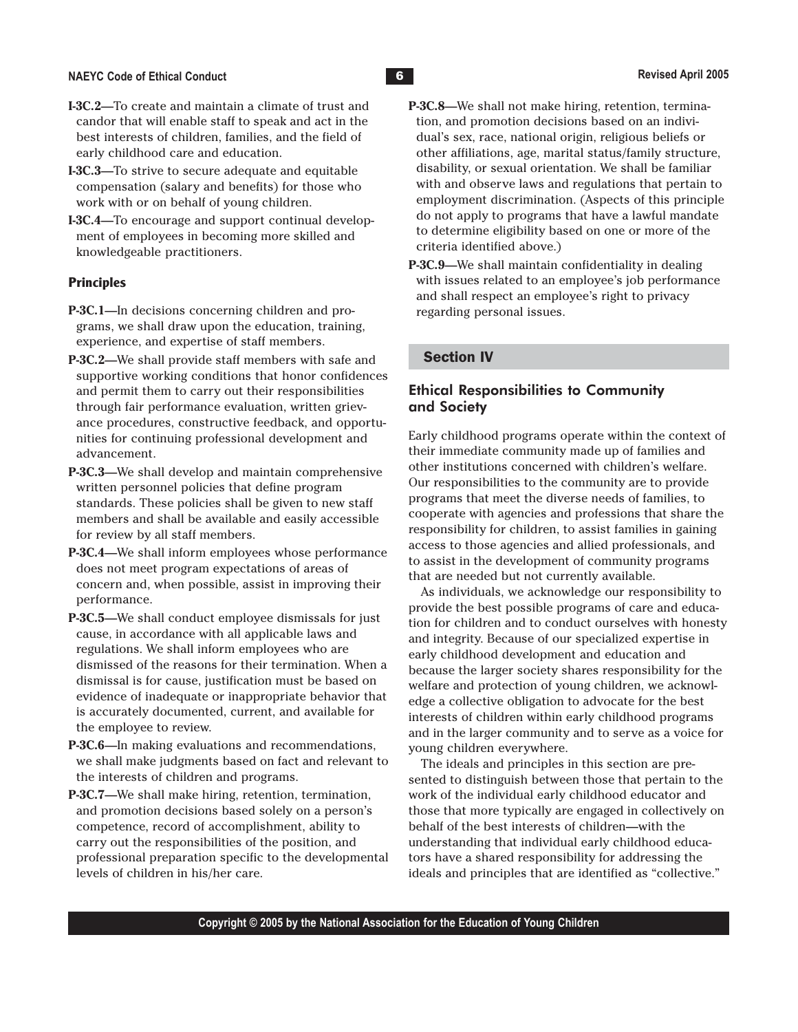**I-3C.2**—To create and maintain a climate of trust and candor that will enable staff to speak and act in the best interests of children, families, and the field of early childhood care and education.

**I-3C.3**—To strive to secure adequate and equitable compensation (salary and benefits) for those who work with or on behalf of young children.

**I-3C.4**—To encourage and support continual development of employees in becoming more skilled and knowledgeable practitioners.

### Principles

**P-3C.1**—In decisions concerning children and programs, we shall draw upon the education, training, experience, and expertise of staff members.

**P-3C.2**—We shall provide staff members with safe and supportive working conditions that honor confidences and permit them to carry out their responsibilities through fair performance evaluation, written grievance procedures, constructive feedback, and opportunities for continuing professional development and advancement.

**P-3C.3**—We shall develop and maintain comprehensive written personnel policies that define program standards. These policies shall be given to new staff members and shall be available and easily accessible for review by all staff members.

**P-3C.4**—We shall inform employees whose performance does not meet program expectations of areas of concern and, when possible, assist in improving their performance.

**P-3C.5**—We shall conduct employee dismissals for just cause, in accordance with all applicable laws and regulations. We shall inform employees who are dismissed of the reasons for their termination. When a dismissal is for cause, justification must be based on evidence of inadequate or inappropriate behavior that is accurately documented, current, and available for the employee to review.

**P-3C.6**—In making evaluations and recommendations, we shall make judgments based on fact and relevant to the interests of children and programs.

**P-3C.7**—We shall make hiring, retention, termination, and promotion decisions based solely on a person's competence, record of accomplishment, ability to carry out the responsibilities of the position, and professional preparation specific to the developmental levels of children in his/her care.

**P-3C.8**—We shall not make hiring, retention, termination, and promotion decisions based on an individual's sex, race, national origin, religious beliefs or other affiliations, age, marital status/family structure, disability, or sexual orientation. We shall be familiar with and observe laws and regulations that pertain to employment discrimination. (Aspects of this principle do not apply to programs that have a lawful mandate to determine eligibility based on one or more of the criteria identified above.)

**P-3C.9**—We shall maintain confidentiality in dealing with issues related to an employee's job performance and shall respect an employee's right to privacy regarding personal issues.

## Section IV

### Ethical Responsibilities to Community and Society

Early childhood programs operate within the context of their immediate community made up of families and other institutions concerned with children's welfare. Our responsibilities to the community are to provide programs that meet the diverse needs of families, to cooperate with agencies and professions that share the responsibility for children, to assist families in gaining access to those agencies and allied professionals, and to assist in the development of community programs that are needed but not currently available.

As individuals, we acknowledge our responsibility to provide the best possible programs of care and education for children and to conduct ourselves with honesty and integrity. Because of our specialized expertise in early childhood development and education and because the larger society shares responsibility for the welfare and protection of young children, we acknowledge a collective obligation to advocate for the best interests of children within early childhood programs and in the larger community and to serve as a voice for young children everywhere.

The ideals and principles in this section are presented to distinguish between those that pertain to the work of the individual early childhood educator and those that more typically are engaged in collectively on behalf of the best interests of children—with the understanding that individual early childhood educators have a shared responsibility for addressing the ideals and principles that are identified as "collective."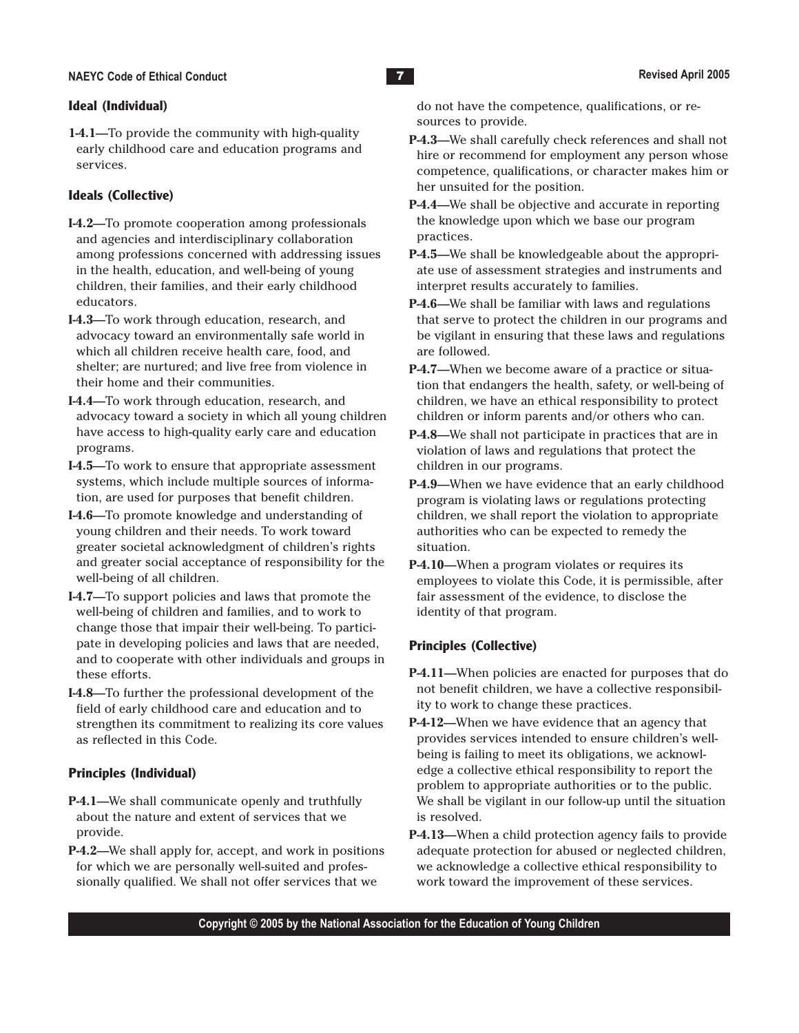### Ideal (Individual)

**1-4.1**—To provide the community with high-quality early childhood care and education programs and services.

### Ideals (Collective)

**I-4.2**—To promote cooperation among professionals and agencies and interdisciplinary collaboration among professions concerned with addressing issues in the health, education, and well-being of young children, their families, and their early childhood educators.

**I-4.3**—To work through education, research, and advocacy toward an environmentally safe world in which all children receive health care, food, and shelter; are nurtured; and live free from violence in their home and their communities.

**I-4.4**—To work through education, research, and advocacy toward a society in which all young children have access to high-quality early care and education programs.

**I-4.5**—To work to ensure that appropriate assessment systems, which include multiple sources of information, are used for purposes that benefit children.

**I-4.6**—To promote knowledge and understanding of young children and their needs. To work toward greater societal acknowledgment of children's rights and greater social acceptance of responsibility for the well-being of all children.

**I-4.7**—To support policies and laws that promote the well-being of children and families, and to work to change those that impair their well-being. To participate in developing policies and laws that are needed, and to cooperate with other individuals and groups in these efforts.

**I-4.8**—To further the professional development of the field of early childhood care and education and to strengthen its commitment to realizing its core values as reflected in this Code.

### Principles (Individual)

**P-4.1**—We shall communicate openly and truthfully about the nature and extent of services that we provide.

**P-4.2**—We shall apply for, accept, and work in positions for which we are personally well-suited and professionally qualified. We shall not offer services that we do not have the competence, qualifications, or resources to provide.

**P-4.3**—We shall carefully check references and shall not hire or recommend for employment any person whose competence, qualifications, or character makes him or her unsuited for the position.

**P-4.4**—We shall be objective and accurate in reporting the knowledge upon which we base our program practices.

**P-4.5**—We shall be knowledgeable about the appropriate use of assessment strategies and instruments and interpret results accurately to families.

**P-4.6**—We shall be familiar with laws and regulations that serve to protect the children in our programs and be vigilant in ensuring that these laws and regulations are followed.

**P-4.7**—When we become aware of a practice or situation that endangers the health, safety, or well-being of children, we have an ethical responsibility to protect children or inform parents and/or others who can.

**P-4.8**—We shall not participate in practices that are in violation of laws and regulations that protect the children in our programs.

**P-4.9**—When we have evidence that an early childhood program is violating laws or regulations protecting children, we shall report the violation to appropriate authorities who can be expected to remedy the situation.

**P-4.10**—When a program violates or requires its employees to violate this Code, it is permissible, after fair assessment of the evidence, to disclose the identity of that program.

### Principles (Collective)

**P-4.11**—When policies are enacted for purposes that do not benefit children, we have a collective responsibility to work to change these practices.

**P-4-12**—When we have evidence that an agency that provides services intended to ensure children's well-being is failing to meet its obligations, we acknowledge a collective ethical responsibility to report the problem to appropriate authorities or to the public. We shall be vigilant in our follow-up until the situation is resolved.

**P-4.13**—When a child protection agency fails to provide adequate protection for abused or neglected children, we acknowledge a collective ethical responsibility to work toward the improvement of these services.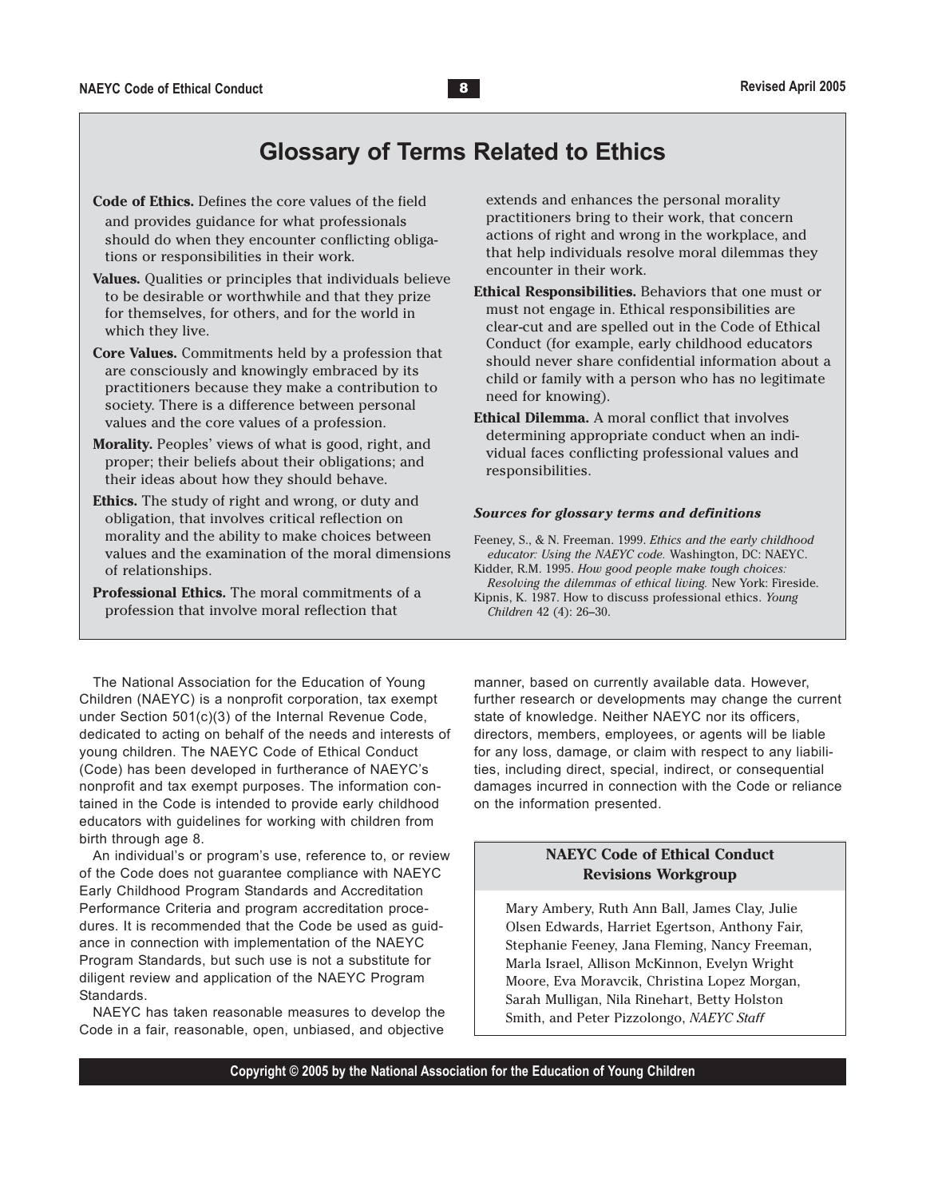# Glossary of Terms Related to Ethics

**Code of Ethics.** Defines the core values of the field and provides guidance for what professionals should do when they encounter conflicting obligations or responsibilities in their work.

**Values.** Qualities or principles that individuals believe to be desirable or worthwhile and that they prize for themselves, for others, and for the world in which they live.

**Core Values.** Commitments held by a profession that are consciously and knowingly embraced by its practitioners because they make a contribution to society. There is a difference between personal values and the core values of a profession.

**Morality.** Peoples' views of what is good, right, and proper; their beliefs about their obligations; and their ideas about how they should behave.

**Ethics.** The study of right and wrong, or duty and obligation, that involves critical reflection on morality and the ability to make choices between values and the examination of the moral dimensions of relationships.

**Professional Ethics.** The moral commitments of a profession that involve moral reflection that extends and enhances the personal morality practitioners bring to their work, that concern actions of right and wrong in the workplace, and that help individuals resolve moral dilemmas they encounter in their work.

**Ethical Responsibilities.** Behaviors that one must or must not engage in. Ethical responsibilities are clear-cut and are spelled out in the Code of Ethical Conduct (for example, early childhood educators should never share confidential information about a child or family with a person who has no legitimate need for knowing).

**Ethical Dilemma.** A moral conflict that involves determining appropriate conduct when an individual faces conflicting professional values and responsibilities.

***Sources for glossary terms and definitions***

Feeney, S., & N. Freeman. 1999. *Ethics and the early childhood educator: Using the NAEYC code.* Washington, DC: NAEYC.

Kidder, R.M. 1995. *How good people make tough choices: Resolving the dilemmas of ethical living.* New York: Fireside.

Kipnis, K. 1987. How to discuss professional ethics. *Young Children* 42 (4): 26–30.

The National Association for the Education of Young Children (NAEYC) is a nonprofit corporation, tax exempt under Section 501(c)(3) of the Internal Revenue Code, dedicated to acting on behalf of the needs and interests of young children. The NAEYC Code of Ethical Conduct (Code) has been developed in furtherance of NAEYC's nonprofit and tax exempt purposes. The information contained in the Code is intended to provide early childhood educators with guidelines for working with children from birth through age 8.

An individual's or program's use, reference to, or review of the Code does not guarantee compliance with NAEYC Early Childhood Program Standards and Accreditation Performance Criteria and program accreditation procedures. It is recommended that the Code be used as guidance in connection with implementation of the NAEYC Program Standards, but such use is not a substitute for diligent review and application of the NAEYC Program Standards.

NAEYC has taken reasonable measures to develop the Code in a fair, reasonable, open, unbiased, and objective manner, based on currently available data. However, further research or developments may change the current state of knowledge. Neither NAEYC nor its officers, directors, members, employees, or agents will be liable for any loss, damage, or claim with respect to any liabilities, including direct, special, indirect, or consequential damages incurred in connection with the Code or reliance on the information presented.

**NAEYC Code of Ethical Conduct Revisions Workgroup**

Mary Ambery, Ruth Ann Ball, James Clay, Julie Olsen Edwards, Harriet Egertson, Anthony Fair, Stephanie Feeney, Jana Fleming, Nancy Freeman, Marla Israel, Allison McKinnon, Evelyn Wright Moore, Eva Moravcik, Christina Lopez Morgan, Sarah Mulligan, Nila Rinehart, Betty Holston Smith, and Peter Pizzolongo, *NAEYC Staff*

Copyright © 2005 by the National Association for the Education of Young Children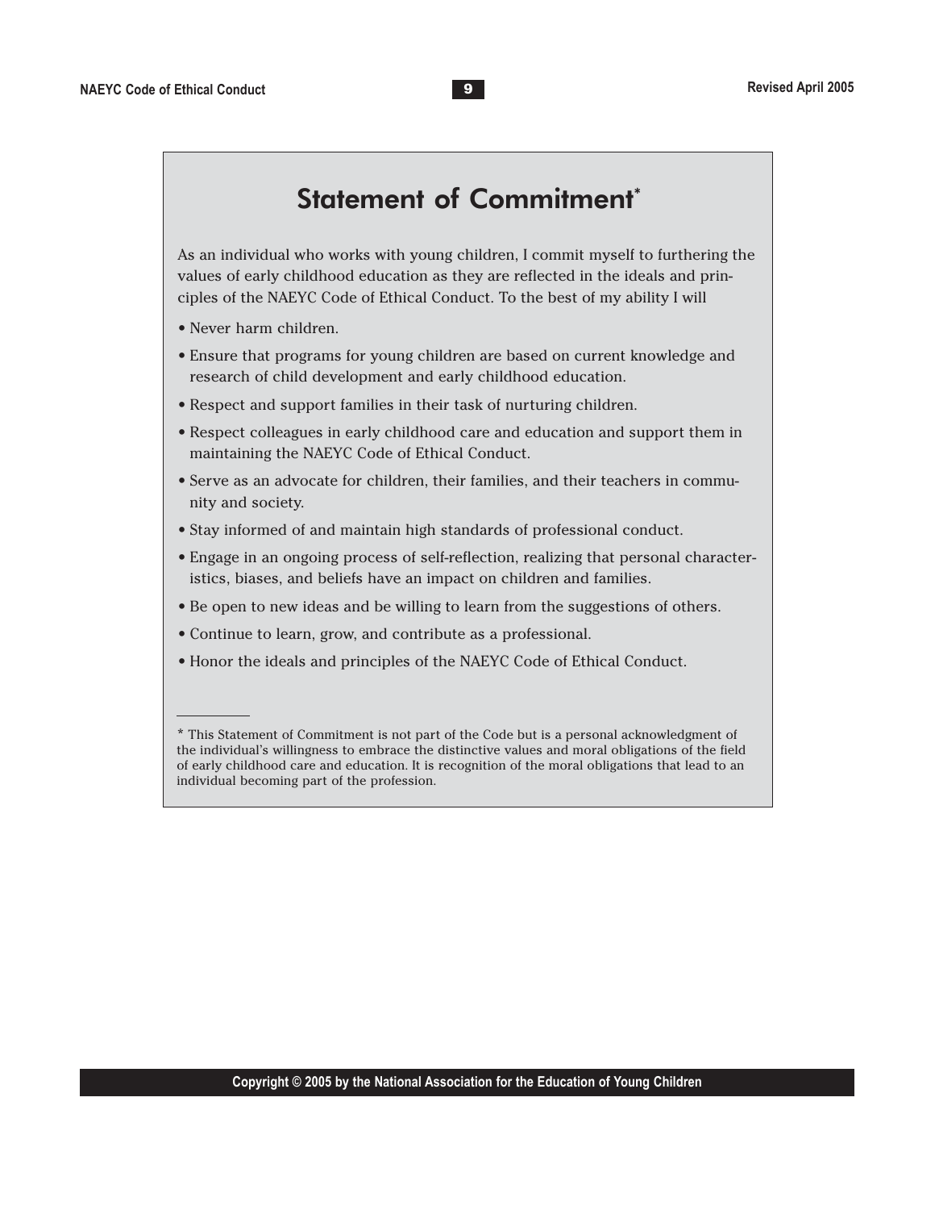## Statement of Commitment*

As an individual who works with young children, I commit myself to furthering the values of early childhood education as they are reflected in the ideals and principles of the NAEYC Code of Ethical Conduct. To the best of my ability I will

- Never harm children.
- Ensure that programs for young children are based on current knowledge and research of child development and early childhood education.
- Respect and support families in their task of nurturing children.
- Respect colleagues in early childhood care and education and support them in maintaining the NAEYC Code of Ethical Conduct.
- Serve as an advocate for children, their families, and their teachers in community and society.
- Stay informed of and maintain high standards of professional conduct.
- Engage in an ongoing process of self-reflection, realizing that personal characteristics, biases, and beliefs have an impact on children and families.
- Be open to new ideas and be willing to learn from the suggestions of others.
- Continue to learn, grow, and contribute as a professional.
- Honor the ideals and principles of the NAEYC Code of Ethical Conduct.

---

* This Statement of Commitment is not part of the Code but is a personal acknowledgment of the individual's willingness to embrace the distinctive values and moral obligations of the field of early childhood care and education. It is recognition of the moral obligations that lead to an individual becoming part of the profession.

Copyright © 2005 by the National Association for the Education of Young Children